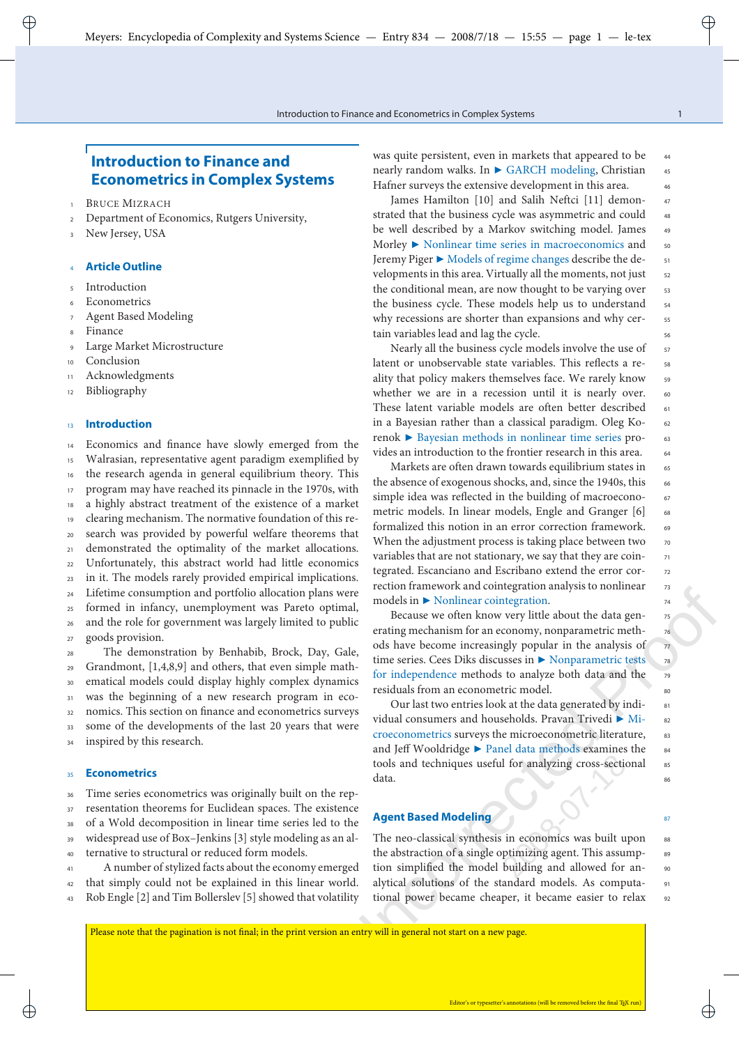# Introduction to Finance and Econometrics in Complex Systems

BRUCE MIZRACH
Department of Economics, Rutgers University,
New Jersey, USA

## Article Outline

Introduction
Econometrics
Agent Based Modeling
Finance
Large Market Microstructure
Conclusion
Acknowledgments
Bibliography

## Introduction

Economics and finance have slowly emerged from the Walrasian, representative agent paradigm exemplified by the research agenda in general equilibrium theory. This program may have reached its pinnacle in the 1970s, with a highly abstract treatment of the existence of a market clearing mechanism. The normative foundation of this research was provided by powerful welfare theorems that demonstrated the optimality of the market allocations. Unfortunately, this abstract world had little economics in it. The models rarely provided empirical implications. Lifetime consumption and portfolio allocation plans were formed in infancy, unemployment was Pareto optimal, and the role for government was largely limited to public goods provision.

The demonstration by Benhabib, Brock, Day, Gale, Grandmont, [1,4,8,9] and others, that even simple mathematical models could display highly complex dynamics was the beginning of a new research program in economics. This section on finance and econometrics surveys some of the developments of the last 20 years that were inspired by this research.

## Econometrics

Time series econometrics was originally built on the representation theorems for Euclidean spaces. The existence of a Wold decomposition in linear time series led to the widespread use of Box–Jenkins [3] style modeling as an alternative to structural or reduced form models.

A number of stylized facts about the economy emerged that simply could not be explained in this linear world. Rob Engle [2] and Tim Bollerslev [5] showed that volatility was quite persistent, even in markets that appeared to be nearly random walks. In ► GARCH modeling, Christian Hafner surveys the extensive development in this area.

James Hamilton [10] and Salih Neftci [11] demonstrated that the business cycle was asymmetric and could be well described by a Markov switching model. James Morley ► Nonlinear time series in macroeconomics and Jeremy Piger ► Models of regime changes describe the developments in this area. Virtually all the moments, not just the conditional mean, are now thought to be varying over the business cycle. These models help us to understand why recessions are shorter than expansions and why certain variables lead and lag the cycle.

Nearly all the business cycle models involve the use of latent or unobservable state variables. This reflects a reality that policy makers themselves face. We rarely know whether we are in a recession until it is nearly over. These latent variable models are often better described in a Bayesian rather than a classical paradigm. Oleg Korenok ► Bayesian methods in nonlinear time series provides an introduction to the frontier research in this area.

Markets are often drawn towards equilibrium states in the absence of exogenous shocks, and, since the 1940s, this simple idea was reflected in the building of macroeconometric models. In linear models, Engle and Granger [6] formalized this notion in an error correction framework. When the adjustment process is taking place between two variables that are not stationary, we say that they are cointegrated. Escanciano and Escribano extend the error correction framework and cointegration analysis to nonlinear models in ► Nonlinear cointegration.

Because we often know very little about the data generating mechanism for an economy, nonparametric methods have become increasingly popular in the analysis of time series. Cees Diks discusses in ► Nonparametric tests for independence methods to analyze both data and the residuals from an econometric model.

Our last two entries look at the data generated by individual consumers and households. Pravan Trivedi ► Microeconometrics surveys the microeconometric literature, and Jeff Wooldridge ► Panel data methods examines the tools and techniques useful for analyzing cross-sectional data.

## Agent Based Modeling

The neo-classical synthesis in economics was built upon the abstraction of a single optimizing agent. This assumption simplified the model building and allowed for analytical solutions of the standard models. As computational power became cheaper, it became easier to relax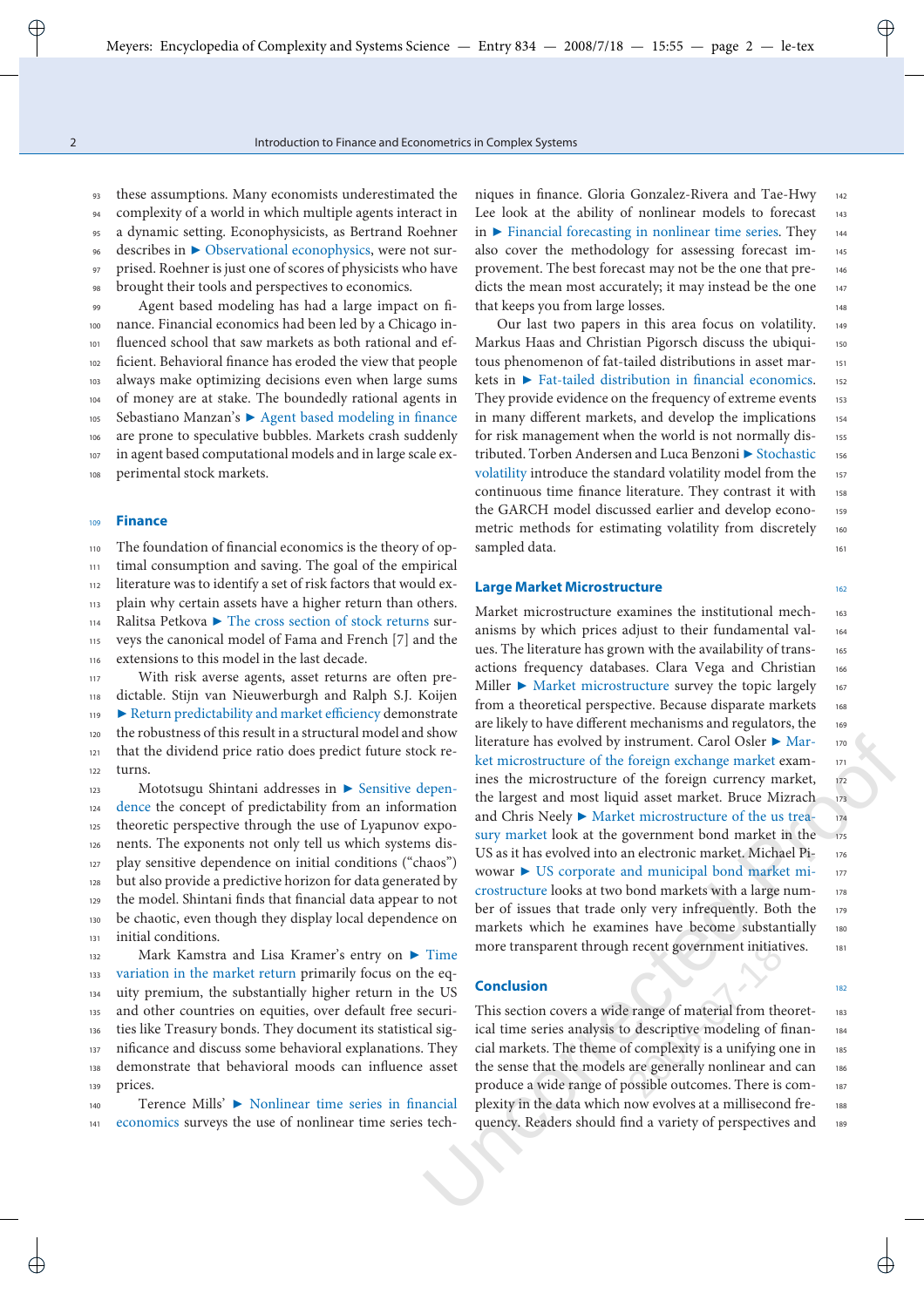these assumptions. Many economists underestimated the complexity of a world in which multiple agents interact in a dynamic setting. Econophysicists, as Bertrand Roehner describes in ► Observational econophysics, were not surprised. Roehner is just one of scores of physicists who have brought their tools and perspectives to economics.

Agent based modeling has had a large impact on finance. Financial economics had been led by a Chicago influenced school that saw markets as both rational and efficient. Behavioral finance has eroded the view that people always make optimizing decisions even when large sums of money are at stake. The boundedly rational agents in Sebastiano Manzan's ► Agent based modeling in finance are prone to speculative bubbles. Markets crash suddenly in agent based computational models and in large scale experimental stock markets.

## Finance

The foundation of financial economics is the theory of optimal consumption and saving. The goal of the empirical literature was to identify a set of risk factors that would explain why certain assets have a higher return than others. Ralitsa Petkova ► The cross section of stock returns surveys the canonical model of Fama and French [7] and the extensions to this model in the last decade.

With risk averse agents, asset returns are often predictable. Stijn van Nieuwerburgh and Ralph S.J. Koijen ► Return predictability and market efficiency demonstrate the robustness of this result in a structural model and show that the dividend price ratio does predict future stock returns.

Mototsugu Shintani addresses in ► Sensitive dependence the concept of predictability from an information theoretic perspective through the use of Lyapunov exponents. The exponents not only tell us which systems display sensitive dependence on initial conditions ("chaos") but also provide a predictive horizon for data generated by the model. Shintani finds that financial data appear to not be chaotic, even though they display local dependence on initial conditions.

Mark Kamstra and Lisa Kramer's entry on ► Time variation in the market return primarily focus on the equity premium, the substantially higher return in the US and other countries on equities, over default free securities like Treasury bonds. They document its statistical significance and discuss some behavioral explanations. They demonstrate that behavioral moods can influence asset prices.

Terence Mills' ► Nonlinear time series in financial economics surveys the use of nonlinear time series techniques in finance. Gloria Gonzalez-Rivera and Tae-Hwy Lee look at the ability of nonlinear models to forecast in ► Financial forecasting in nonlinear time series. They also cover the methodology for assessing forecast improvement. The best forecast may not be the one that predicts the mean most accurately; it may instead be the one that keeps you from large losses.

Our last two papers in this area focus on volatility. Markus Haas and Christian Pigorsch discuss the ubiquitous phenomenon of fat-tailed distributions in asset markets in ► Fat-tailed distribution in financial economics. They provide evidence on the frequency of extreme events in many different markets, and develop the implications for risk management when the world is not normally distributed. Torben Andersen and Luca Benzoni ► Stochastic volatility introduce the standard volatility model from the continuous time finance literature. They contrast it with the GARCH model discussed earlier and develop econometric methods for estimating volatility from discretely sampled data.

## Large Market Microstructure

Market microstructure examines the institutional mechanisms by which prices adjust to their fundamental values. The literature has grown with the availability of transactions frequency databases. Clara Vega and Christian Miller ► Market microstructure survey the topic largely from a theoretical perspective. Because disparate markets are likely to have different mechanisms and regulators, the literature has evolved by instrument. Carol Osler ► Market microstructure of the foreign exchange market examines the microstructure of the foreign currency market, the largest and most liquid asset market. Bruce Mizrach and Chris Neely ► Market microstructure of the us treasury market look at the government bond market in the US as it has evolved into an electronic market. Michael Piwowar ► US corporate and municipal bond market microstructure looks at two bond markets with a large number of issues that trade only very infrequently. Both the markets which he examines have become substantially more transparent through recent government initiatives.

## Conclusion

This section covers a wide range of material from theoretical time series analysis to descriptive modeling of financial markets. The theme of complexity is a unifying one in the sense that the models are generally nonlinear and can produce a wide range of possible outcomes. There is complexity in the data which now evolves at a millisecond frequency. Readers should find a variety of perspectives and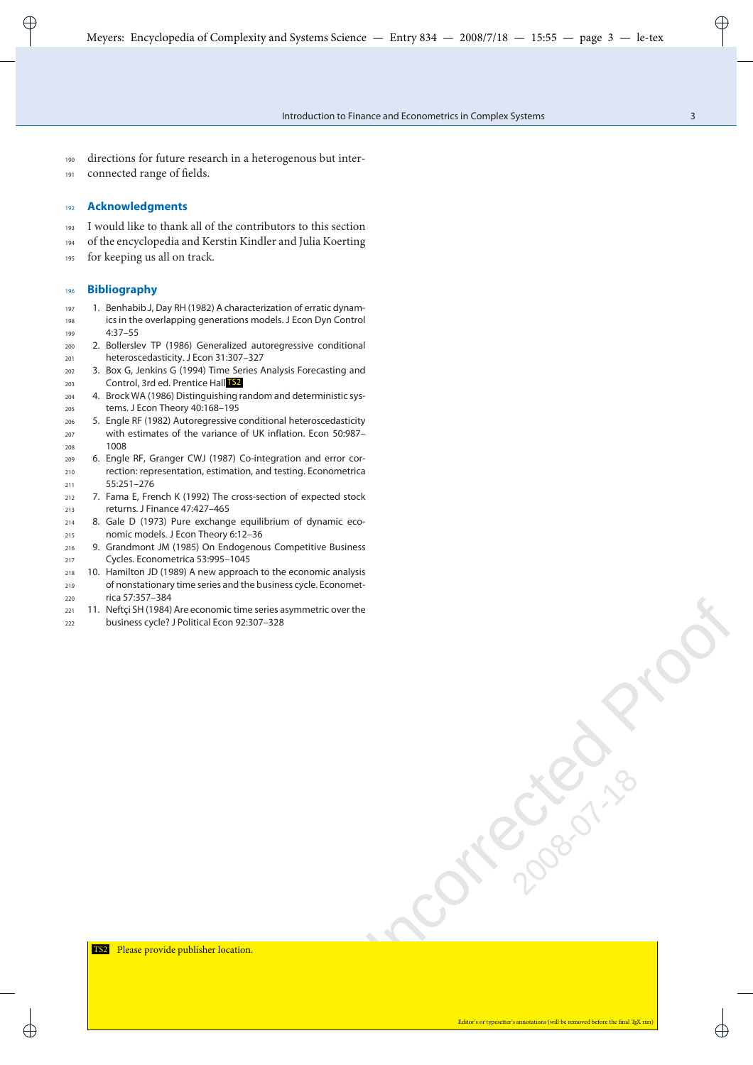directions for future research in a heterogenous but interconnected range of fields.

## Acknowledgments

I would like to thank all of the contributors to this section of the encyclopedia and Kerstin Kindler and Julia Koerting for keeping us all on track.

## Bibliography

1. Benhabib J, Day RH (1982) A characterization of erratic dynamics in the overlapping generations models. J Econ Dyn Control 4:37–55
2. Bollerslev TP (1986) Generalized autoregressive conditional heteroscedasticity. J Econ 31:307–327
3. Box G, Jenkins G (1994) Time Series Analysis Forecasting and Control, 3rd ed. Prentice Hall TS2
4. Brock WA (1986) Distinguishing random and deterministic systems. J Econ Theory 40:168–195
5. Engle RF (1982) Autoregressive conditional heteroscedasticity with estimates of the variance of UK inflation. Econ 50:987–1008
6. Engle RF, Granger CWJ (1987) Co-integration and error correction: representation, estimation, and testing. Econometrica 55:251–276
7. Fama E, French K (1992) The cross-section of expected stock returns. J Finance 47:427–465
8. Gale D (1973) Pure exchange equilibrium of dynamic economic models. J Econ Theory 6:12–36
9. Grandmont JM (1985) On Endogenous Competitive Business Cycles. Econometrica 53:995–1045
10. Hamilton JD (1989) A new approach to the economic analysis of nonstationary time series and the business cycle. Econometrica 57:357–384
11. Neftçi SH (1984) Are economic time series asymmetric over the business cycle? J Political Econ 92:307–328

TS2 Please provide publisher location.